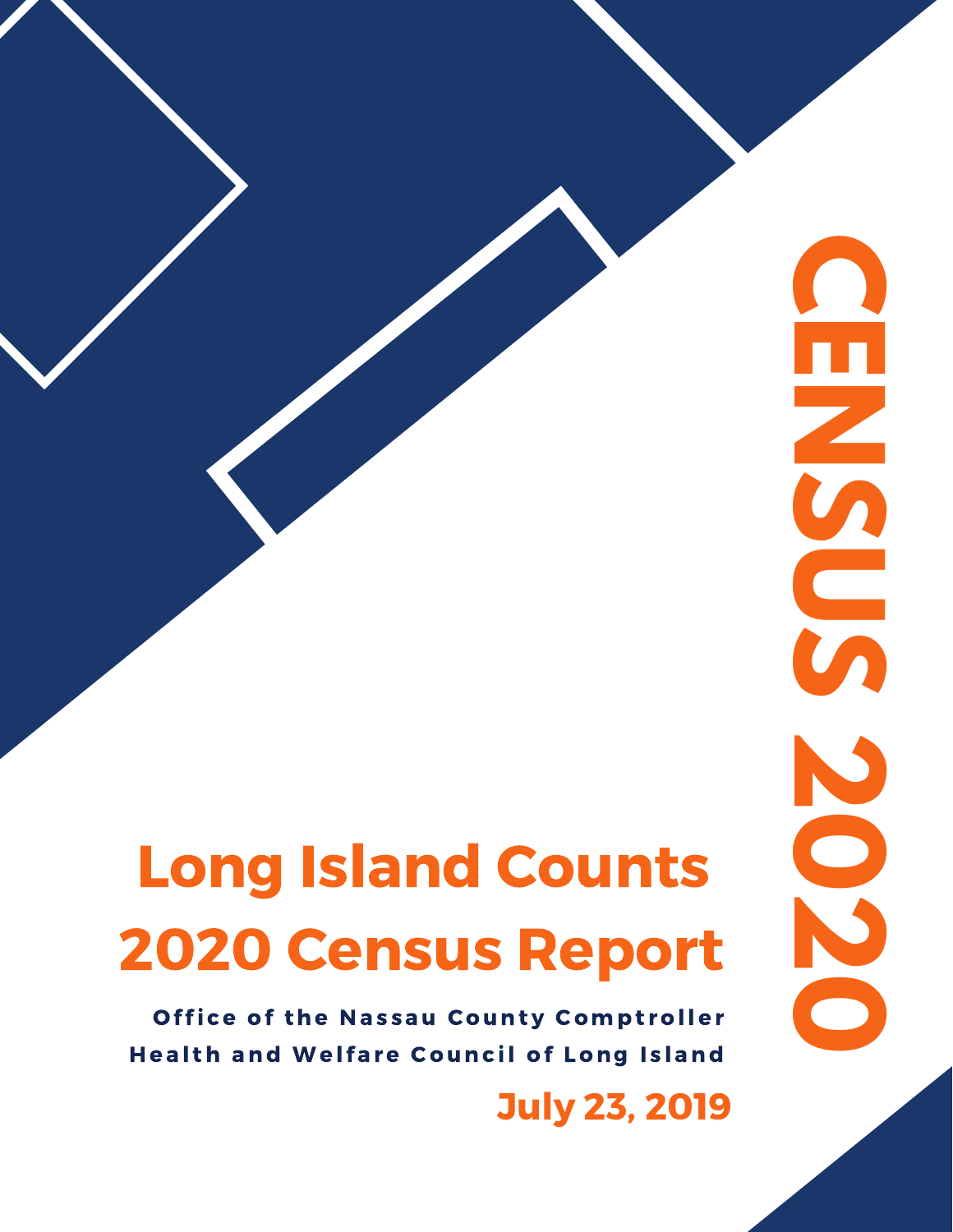# CENSUS 2020

# Long Island Counts 2020 Census Report

**Office of the Nassau County Comptroller**

**Health and Welfare Council of Long Island**

**July 23, 2019**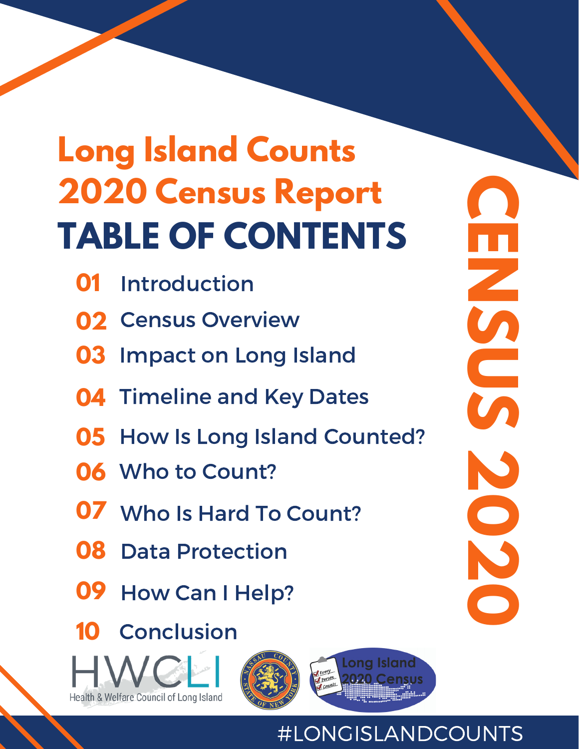# Long Island Counts 2020 Census Report

# TABLE OF CONTENTS

**01** Introduction

**02** Census Overview

**03** Impact on Long Island

**04** Timeline and Key Dates

**05** How Is Long Island Counted?

**06** Who to Count?

**07** Who Is Hard To Count?

**08** Data Protection

**09** How Can I Help?

**10** Conclusion

CENSUS 2020

HWCLI Health & Welfare Council of Long Island

Long Island 2020 Census

#LONGISLANDCOUNTS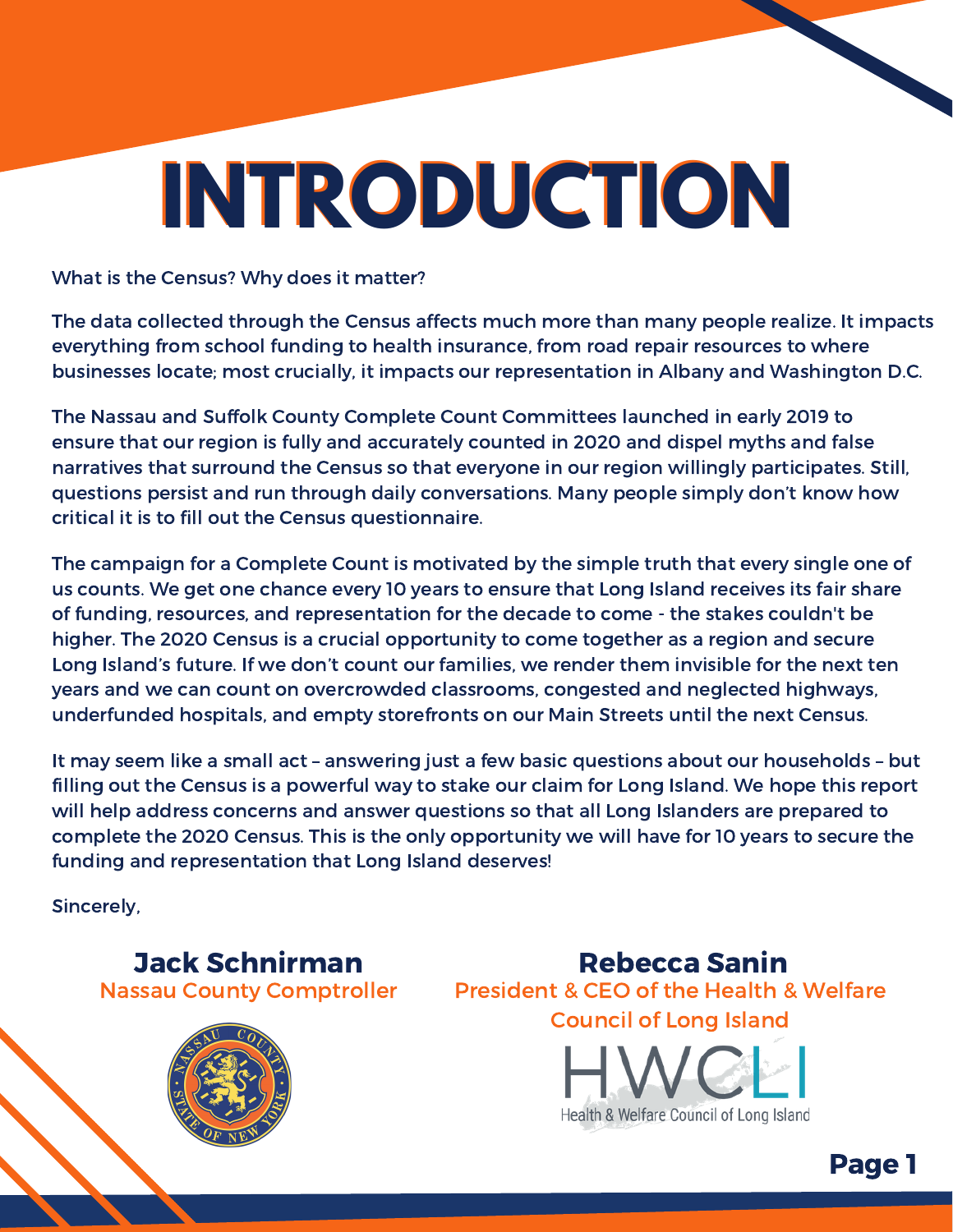# INTRODUCTION

What is the Census? Why does it matter?

The data collected through the Census affects much more than many people realize. It impacts everything from school funding to health insurance, from road repair resources to where businesses locate; most crucially, it impacts our representation in Albany and Washington D.C.

The Nassau and Suffolk County Complete Count Committees launched in early 2019 to ensure that our region is fully and accurately counted in 2020 and dispel myths and false narratives that surround the Census so that everyone in our region willingly participates. Still, questions persist and run through daily conversations. Many people simply don't know how critical it is to fill out the Census questionnaire.

The campaign for a Complete Count is motivated by the simple truth that every single one of us counts. We get one chance every 10 years to ensure that Long Island receives its fair share of funding, resources, and representation for the decade to come - the stakes couldn't be higher. The 2020 Census is a crucial opportunity to come together as a region and secure Long Island's future. If we don't count our families, we render them invisible for the next ten years and we can count on overcrowded classrooms, congested and neglected highways, underfunded hospitals, and empty storefronts on our Main Streets until the next Census.

It may seem like a small act – answering just a few basic questions about our households – but filling out the Census is a powerful way to stake our claim for Long Island. We hope this report will help address concerns and answer questions so that all Long Islanders are prepared to complete the 2020 Census. This is the only opportunity we will have for 10 years to secure the funding and representation that Long Island deserves!

Sincerely,

**Jack Schnirman**
Nassau County Comptroller

**Rebecca Sanin**
President & CEO of the Health & Welfare Council of Long Island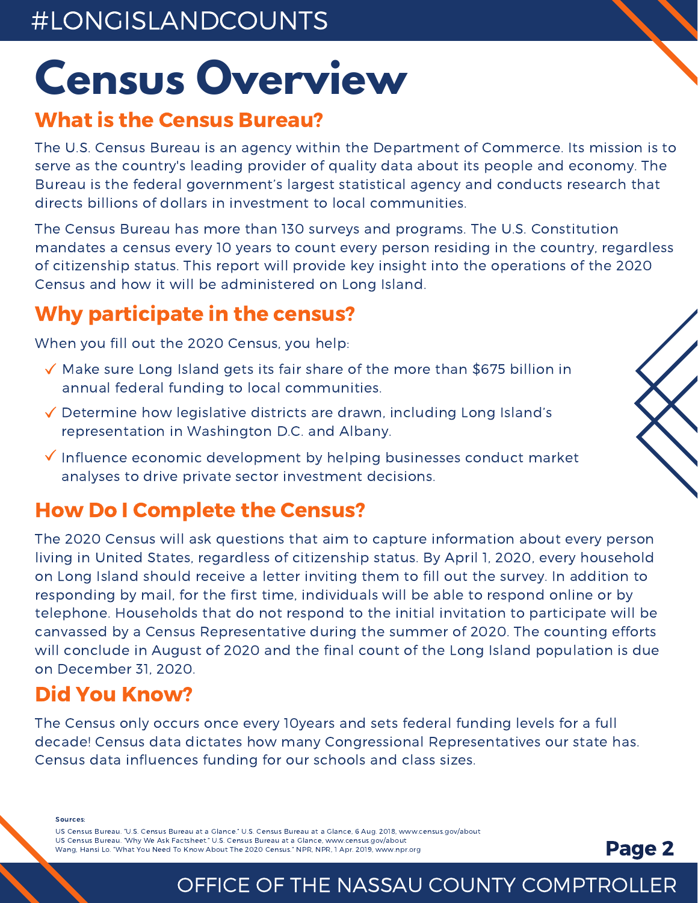# Census Overview

## What is the Census Bureau?

The U.S. Census Bureau is an agency within the Department of Commerce. Its mission is to serve as the country's leading provider of quality data about its people and economy. The Bureau is the federal government's largest statistical agency and conducts research that directs billions of dollars in investment to local communities.

The Census Bureau has more than 130 surveys and programs. The U.S. Constitution mandates a census every 10 years to count every person residing in the country, regardless of citizenship status. This report will provide key insight into the operations of the 2020 Census and how it will be administered on Long Island.

## Why participate in the census?

When you fill out the 2020 Census, you help:

- ✓ Make sure Long Island gets its fair share of the more than $675 billion in annual federal funding to local communities.
- ✓ Determine how legislative districts are drawn, including Long Island's representation in Washington D.C. and Albany.
- ✓ Influence economic development by helping businesses conduct market analyses to drive private sector investment decisions.

## How Do I Complete the Census?

The 2020 Census will ask questions that aim to capture information about every person living in United States, regardless of citizenship status. By April 1, 2020, every household on Long Island should receive a letter inviting them to fill out the survey. In addition to responding by mail, for the first time, individuals will be able to respond online or by telephone. Households that do not respond to the initial invitation to participate will be canvassed by a Census Representative during the summer of 2020. The counting efforts will conclude in August of 2020 and the final count of the Long Island population is due on December 31, 2020.

## Did You Know?

The Census only occurs once every 10years and sets federal funding levels for a full decade! Census data dictates how many Congressional Representatives our state has. Census data influences funding for our schools and class sizes.

**Sources:**

US Census Bureau. "U.S. Census Bureau at a Glance." U.S. Census Bureau at a Glance, 6 Aug. 2018, www.census.gov/about
US Census Bureau. "Why We Ask Factsheet." U.S. Census Bureau at a Glance, www.census.gov/about
Wang, Hansi Lo. "What You Need To Know About The 2020 Census." NPR, NPR, 1 Apr. 2019, www.npr.org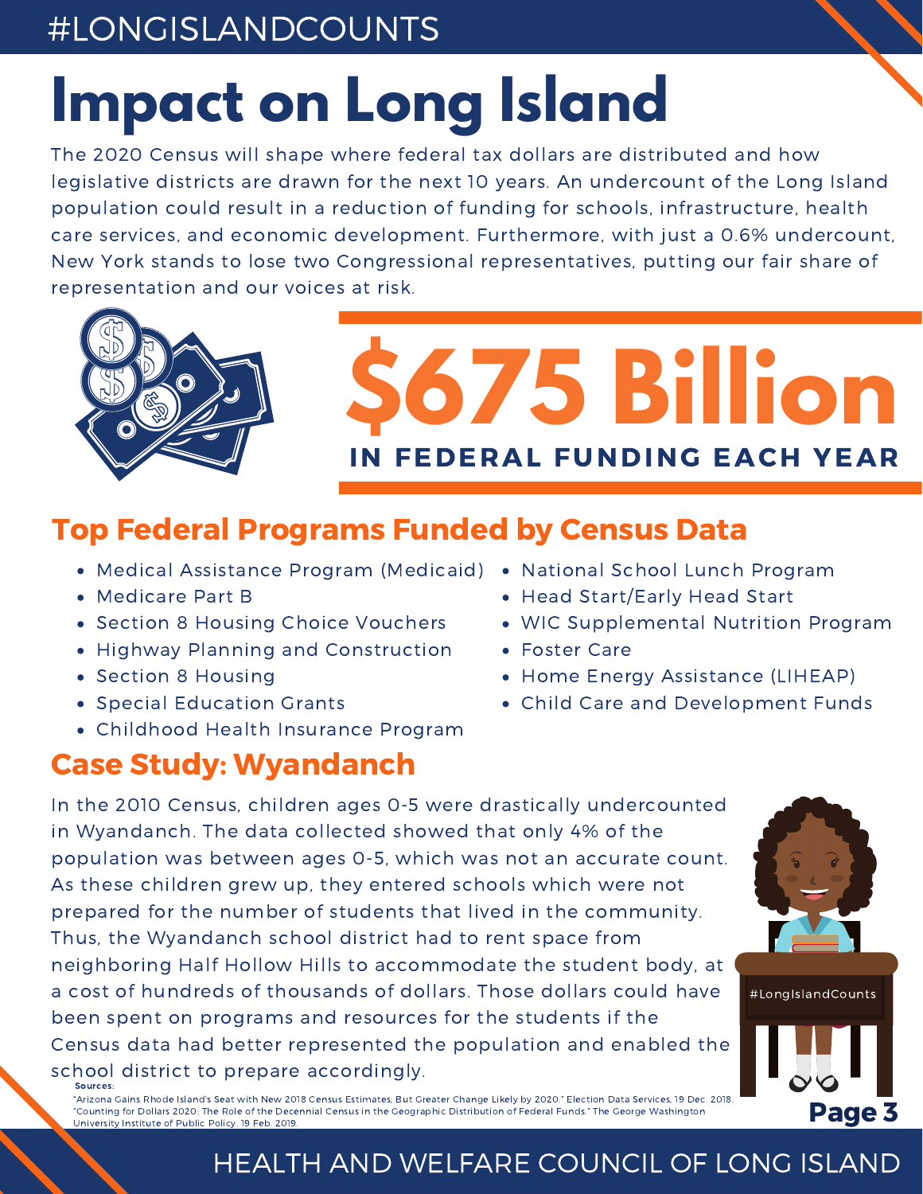#LONGISLANDCOUNTS

# Impact on Long Island

The 2020 Census will shape where federal tax dollars are distributed and how legislative districts are drawn for the next 10 years. An undercount of the Long Island population could result in a reduction of funding for schools, infrastructure, health care services, and economic development. Furthermore, with just a 0.6% undercount, New York stands to lose two Congressional representatives, putting our fair share of representation and our voices at risk.

**$675 Billion**

**IN FEDERAL FUNDING EACH YEAR**

## Top Federal Programs Funded by Census Data

- Medical Assistance Program (Medicaid)
- Medicare Part B
- Section 8 Housing Choice Vouchers
- Highway Planning and Construction
- Section 8 Housing
- Special Education Grants
- Childhood Health Insurance Program
- National School Lunch Program
- Head Start/Early Head Start
- WIC Supplemental Nutrition Program
- Foster Care
- Home Energy Assistance (LIHEAP)
- Child Care and Development Funds

## Case Study: Wyandanch

In the 2010 Census, children ages 0-5 were drastically undercounted in Wyandanch. The data collected showed that only 4% of the population was between ages 0-5, which was not an accurate count. As these children grew up, they entered schools which were not prepared for the number of students that lived in the community. Thus, the Wyandanch school district had to rent space from neighboring Half Hollow Hills to accommodate the student body, at a cost of hundreds of thousands of dollars. Those dollars could have been spent on programs and resources for the students if the Census data had better represented the population and enabled the school district to prepare accordingly.

#LongIslandCounts

**Sources:**

"Arizona Gains Rhode Island's Seat with New 2018 Census Estimates; But Greater Change Likely by 2020." Election Data Services, 19 Dec. 2018.
"Counting for Dollars 2020: The Role of the Decennial Census in the Geographic Distribution of Federal Funds." The George Washington University Institute of Public Policy, 19 Feb. 2019.

HEALTH AND WELFARE COUNCIL OF LONG ISLAND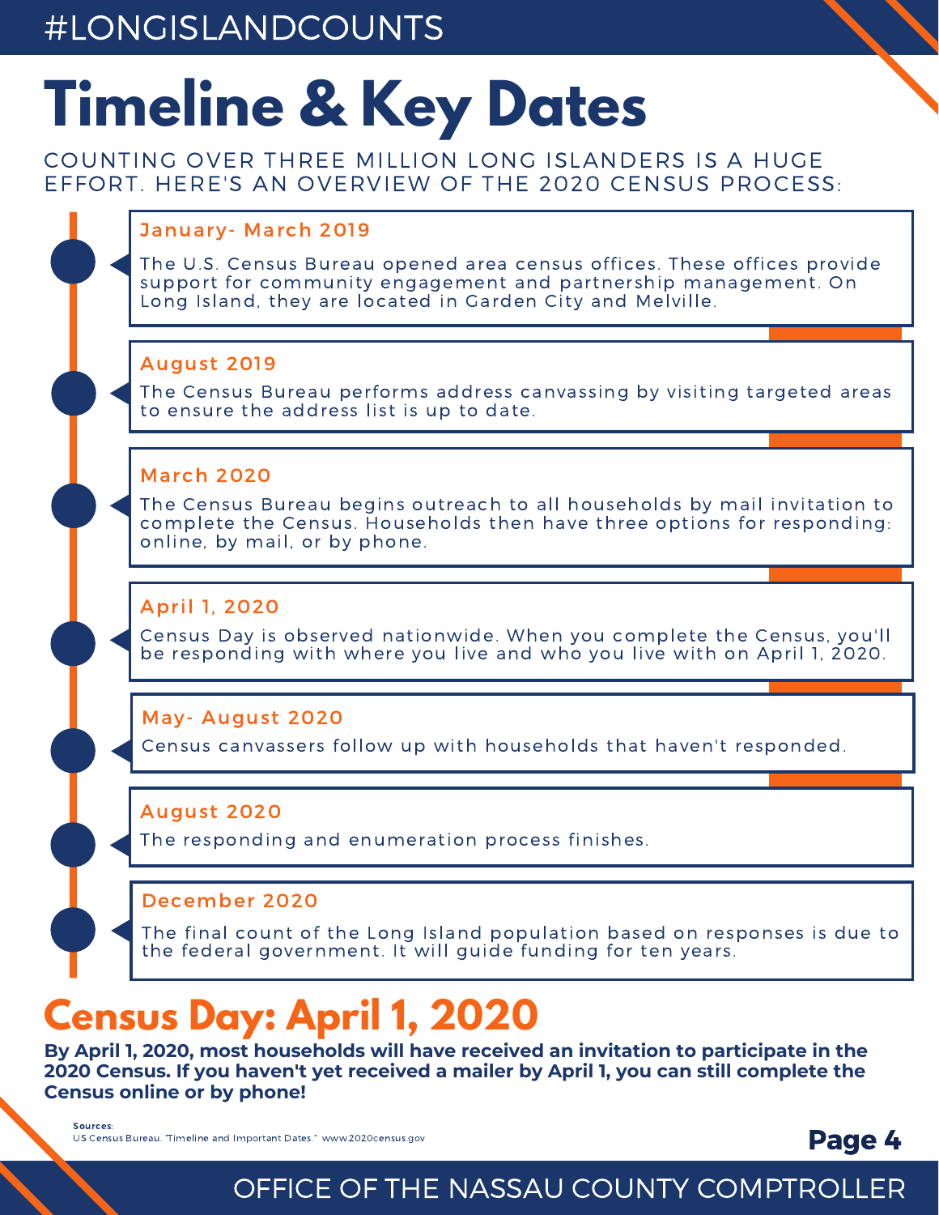#LONGISLANDCOUNTS

# Timeline & Key Dates

COUNTING OVER THREE MILLION LONG ISLANDERS IS A HUGE EFFORT. HERE'S AN OVERVIEW OF THE 2020 CENSUS PROCESS:

### January- March 2019

The U.S. Census Bureau opened area census offices. These offices provide support for community engagement and partnership management. On Long Island, they are located in Garden City and Melville.

### August 2019

The Census Bureau performs address canvassing by visiting targeted areas to ensure the address list is up to date.

### March 2020

The Census Bureau begins outreach to all households by mail invitation to complete the Census. Households then have three options for responding: online, by mail, or by phone.

### April 1, 2020

Census Day is observed nationwide. When you complete the Census, you'll be responding with where you live and who you live with on April 1, 2020.

### May- August 2020

Census canvassers follow up with households that haven't responded.

### August 2020

The responding and enumeration process finishes.

### December 2020

The final count of the Long Island population based on responses is due to the federal government. It will guide funding for ten years.

## Census Day: April 1, 2020

**By April 1, 2020, most households will have received an invitation to participate in the 2020 Census. If you haven't yet received a mailer by April 1, you can still complete the Census online or by phone!**

**Sources:**
US Census Bureau. "Timeline and Important Dates." www.2020census.gov

OFFICE OF THE NASSAU COUNTY COMPTROLLER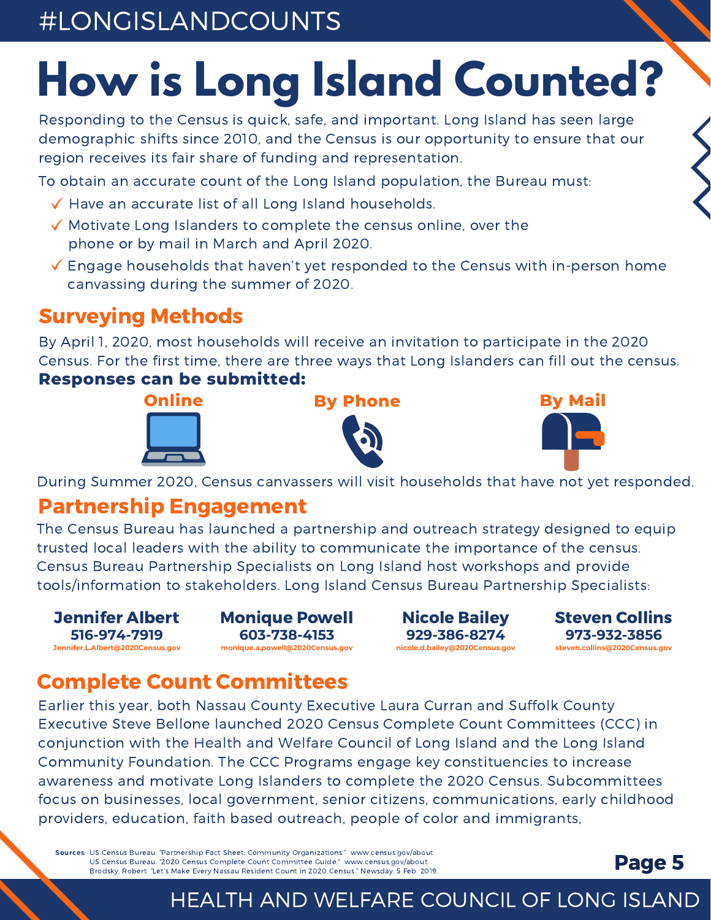#LONGISLANDCOUNTS

# How is Long Island Counted?

Responding to the Census is quick, safe, and important. Long Island has seen large demographic shifts since 2010, and the Census is our opportunity to ensure that our region receives its fair share of funding and representation.

To obtain an accurate count of the Long Island population, the Bureau must:

- ✓ Have an accurate list of all Long Island households.
- ✓ Motivate Long Islanders to complete the census online, over the phone or by mail in March and April 2020.
- ✓ Engage households that haven't yet responded to the Census with in-person home canvassing during the summer of 2020.

## Surveying Methods

By April 1, 2020, most households will receive an invitation to participate in the 2020 Census. For the first time, there are three ways that Long Islanders can fill out the census.

**Responses can be submitted:**

**Online** | **By Phone** | **By Mail**

During Summer 2020, Census canvassers will visit households that have not yet responded.

## Partnership Engagement

The Census Bureau has launched a partnership and outreach strategy designed to equip trusted local leaders with the ability to communicate the importance of the census. Census Bureau Partnership Specialists on Long Island host workshops and provide tools/information to stakeholders. Long Island Census Bureau Partnership Specialists:

**Jennifer Albert**
**516-974-7919**
Jennifer.L.Albert@2020Census.gov

**Monique Powell**
**603-738-4153**
monique.a.powell@2020Census.gov

**Nicole Bailey**
**929-386-8274**
nicole.d.bailey@2020Census.gov

**Steven Collins**
**973-932-3856**
steven.collins@2020Census.gov

## Complete Count Committees

Earlier this year, both Nassau County Executive Laura Curran and Suffolk County Executive Steve Bellone launched 2020 Census Complete Count Committees (CCC) in conjunction with the Health and Welfare Council of Long Island and the Long Island Community Foundation. The CCC Programs engage key constituencies to increase awareness and motivate Long Islanders to complete the 2020 Census. Subcommittees focus on businesses, local government, senior citizens, communications, early childhood providers, education, faith based outreach, people of color and immigrants,

**Sources:** US Census Bureau. "Partnership Fact Sheet: Community Organizations." www.census.gov/about
US Census Bureau. "2020 Census Complete Count Committee Guide." www.census.gov/about
Brodsky, Robert. "Let's Make Every Nassau Resident Count in 2020 Census." Newsday. 5 Feb. 2019.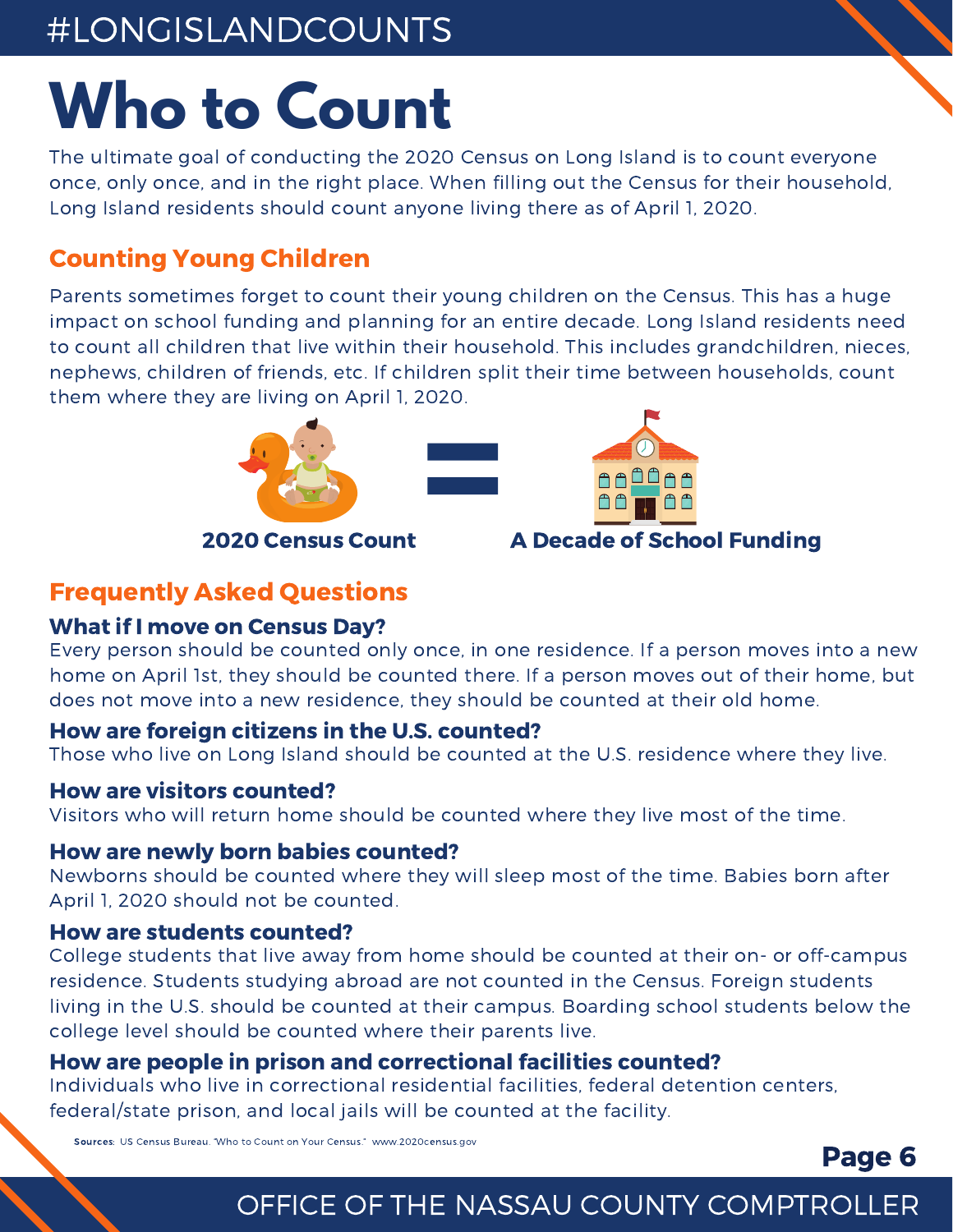# Who to Count

The ultimate goal of conducting the 2020 Census on Long Island is to count everyone once, only once, and in the right place. When filling out the Census for their household, Long Island residents should count anyone living there as of April 1, 2020.

## Counting Young Children

Parents sometimes forget to count their young children on the Census. This has a huge impact on school funding and planning for an entire decade. Long Island residents need to count all children that live within their household. This includes grandchildren, nieces, nephews, children of friends, etc. If children split their time between households, count them where they are living on April 1, 2020.

**2020 Census Count** = **A Decade of School Funding**

## Frequently Asked Questions

### What if I move on Census Day?

Every person should be counted only once, in one residence. If a person moves into a new home on April 1st, they should be counted there. If a person moves out of their home, but does not move into a new residence, they should be counted at their old home.

### How are foreign citizens in the U.S. counted?

Those who live on Long Island should be counted at the U.S. residence where they live.

### How are visitors counted?

Visitors who will return home should be counted where they live most of the time.

### How are newly born babies counted?

Newborns should be counted where they will sleep most of the time. Babies born after April 1, 2020 should not be counted.

### How are students counted?

College students that live away from home should be counted at their on- or off-campus residence. Students studying abroad are not counted in the Census. Foreign students living in the U.S. should be counted at their campus. Boarding school students below the college level should be counted where their parents live.

### How are people in prison and correctional facilities counted?

Individuals who live in correctional residential facilities, federal detention centers, federal/state prison, and local jails will be counted at the facility.

**Sources:** US Census Bureau. "Who to Count on Your Census." www.2020census.gov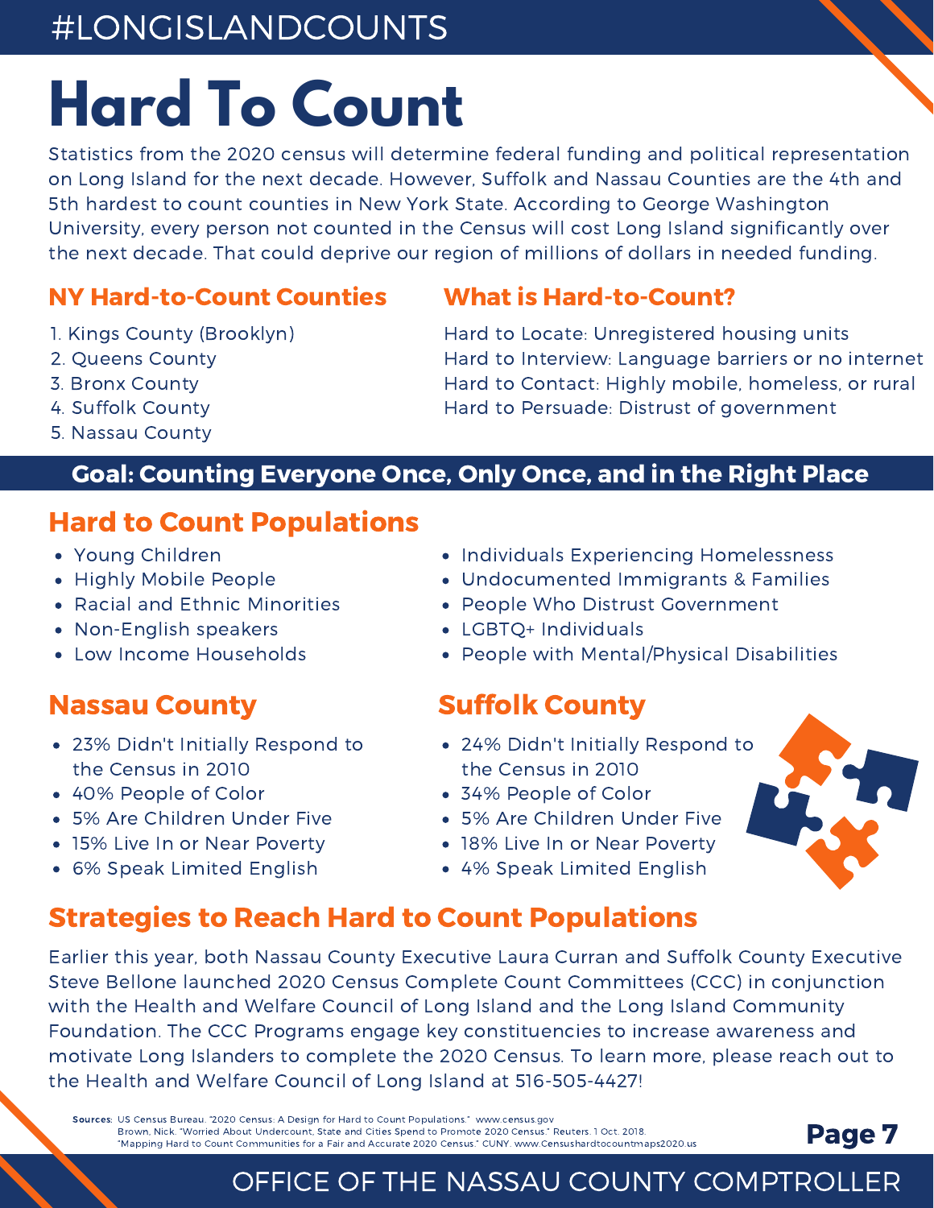#LONGISLANDCOUNTS

# Hard To Count

Statistics from the 2020 census will determine federal funding and political representation on Long Island for the next decade. However, Suffolk and Nassau Counties are the 4th and 5th hardest to count counties in New York State. According to George Washington University, every person not counted in the Census will cost Long Island significantly over the next decade. That could deprive our region of millions of dollars in needed funding.

## NY Hard-to-Count Counties

1. Kings County (Brooklyn)
2. Queens County
3. Bronx County
4. Suffolk County
5. Nassau County

## What is Hard-to-Count?

Hard to Locate: Unregistered housing units
Hard to Interview: Language barriers or no internet
Hard to Contact: Highly mobile, homeless, or rural
Hard to Persuade: Distrust of government

**Goal: Counting Everyone Once, Only Once, and in the Right Place**

## Hard to Count Populations

- Young Children
- Highly Mobile People
- Racial and Ethnic Minorities
- Non-English speakers
- Low Income Households
- Individuals Experiencing Homelessness
- Undocumented Immigrants & Families
- People Who Distrust Government
- LGBTQ+ Individuals
- People with Mental/Physical Disabilities

## Nassau County

- 23% Didn't Initially Respond to the Census in 2010
- 40% People of Color
- 5% Are Children Under Five
- 15% Live In or Near Poverty
- 6% Speak Limited English

## Suffolk County

- 24% Didn't Initially Respond to the Census in 2010
- 34% People of Color
- 5% Are Children Under Five
- 18% Live In or Near Poverty
- 4% Speak Limited English

## Strategies to Reach Hard to Count Populations

Earlier this year, both Nassau County Executive Laura Curran and Suffolk County Executive Steve Bellone launched 2020 Census Complete Count Committees (CCC) in conjunction with the Health and Welfare Council of Long Island and the Long Island Community Foundation. The CCC Programs engage key constituencies to increase awareness and motivate Long Islanders to complete the 2020 Census. To learn more, please reach out to the Health and Welfare Council of Long Island at 516-505-4427!

**Sources:** US Census Bureau. "2020 Census: A Design for Hard to Count Populations." www.census.gov
Brown, Nick. "Worried About Undercount, State and Cities Spend to Promote 2020 Census." Reuters. 1 Oct. 2018.
"Mapping Hard to Count Communities for a Fair and Accurate 2020 Census." CUNY. www.Censushardtocountmaps2020.us

OFFICE OF THE NASSAU COUNTY COMPTROLLER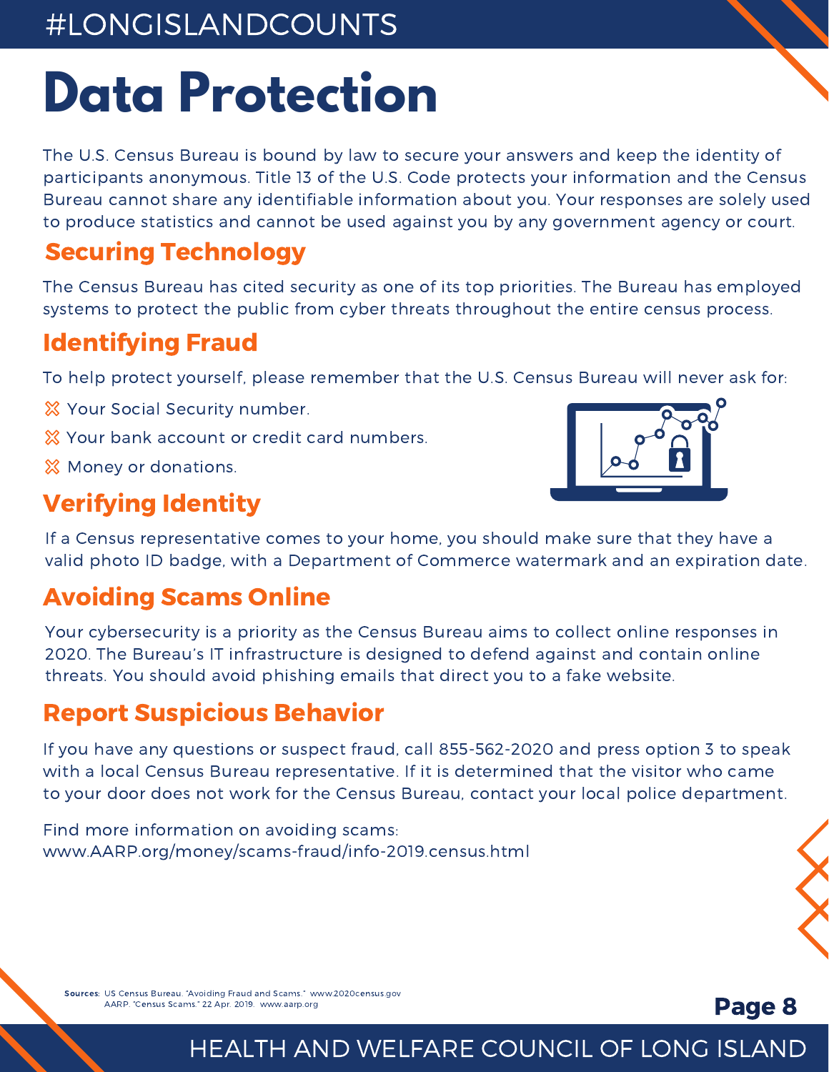# Data Protection

The U.S. Census Bureau is bound by law to secure your answers and keep the identity of participants anonymous. Title 13 of the U.S. Code protects your information and the Census Bureau cannot share any identifiable information about you. Your responses are solely used to produce statistics and cannot be used against you by any government agency or court.

## Securing Technology

The Census Bureau has cited security as one of its top priorities. The Bureau has employed systems to protect the public from cyber threats throughout the entire census process.

## Identifying Fraud

To help protect yourself, please remember that the U.S. Census Bureau will never ask for:

- Your Social Security number.
- Your bank account or credit card numbers.
- Money or donations.

## Verifying Identity

If a Census representative comes to your home, you should make sure that they have a valid photo ID badge, with a Department of Commerce watermark and an expiration date.

## Avoiding Scams Online

Your cybersecurity is a priority as the Census Bureau aims to collect online responses in 2020. The Bureau's IT infrastructure is designed to defend against and contain online threats. You should avoid phishing emails that direct you to a fake website.

## Report Suspicious Behavior

If you have any questions or suspect fraud, call 855-562-2020 and press option 3 to speak with a local Census Bureau representative. If it is determined that the visitor who came to your door does not work for the Census Bureau, contact your local police department.

Find more information on avoiding scams:
www.AARP.org/money/scams-fraud/info-2019.census.html

**Sources:** US Census Bureau. "Avoiding Fraud and Scams." www.2020census.gov
AARP. "Census Scams." 22 Apr. 2019. www.aarp.org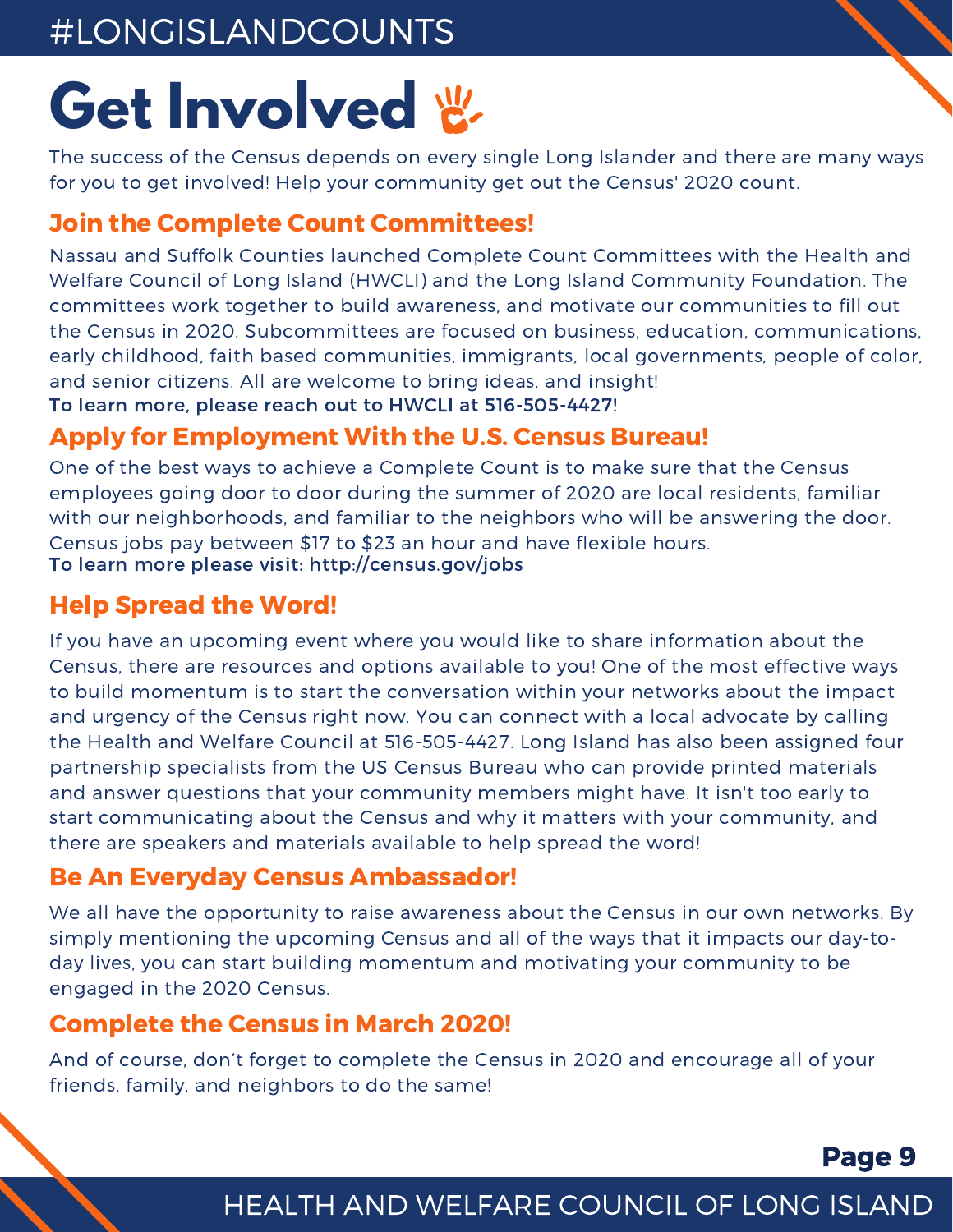# Get Involved

The success of the Census depends on every single Long Islander and there are many ways for you to get involved! Help your community get out the Census' 2020 count.

## Join the Complete Count Committees!

Nassau and Suffolk Counties launched Complete Count Committees with the Health and Welfare Council of Long Island (HWCLI) and the Long Island Community Foundation. The committees work together to build awareness, and motivate our communities to fill out the Census in 2020. Subcommittees are focused on business, education, communications, early childhood, faith based communities, immigrants, local governments, people of color, and senior citizens. All are welcome to bring ideas, and insight!

**To learn more, please reach out to HWCLI at 516-505-4427!**

## Apply for Employment With the U.S. Census Bureau!

One of the best ways to achieve a Complete Count is to make sure that the Census employees going door to door during the summer of 2020 are local residents, familiar with our neighborhoods, and familiar to the neighbors who will be answering the door. Census jobs pay between $17 to $23 an hour and have flexible hours.

**To learn more please visit: http://census.gov/jobs**

## Help Spread the Word!

If you have an upcoming event where you would like to share information about the Census, there are resources and options available to you! One of the most effective ways to build momentum is to start the conversation within your networks about the impact and urgency of the Census right now. You can connect with a local advocate by calling the Health and Welfare Council at 516-505-4427. Long Island has also been assigned four partnership specialists from the US Census Bureau who can provide printed materials and answer questions that your community members might have. It isn't too early to start communicating about the Census and why it matters with your community, and there are speakers and materials available to help spread the word!

## Be An Everyday Census Ambassador!

We all have the opportunity to raise awareness about the Census in our own networks. By simply mentioning the upcoming Census and all of the ways that it impacts our day-to-day lives, you can start building momentum and motivating your community to be engaged in the 2020 Census.

## Complete the Census in March 2020!

And of course, don't forget to complete the Census in 2020 and encourage all of your friends, family, and neighbors to do the same!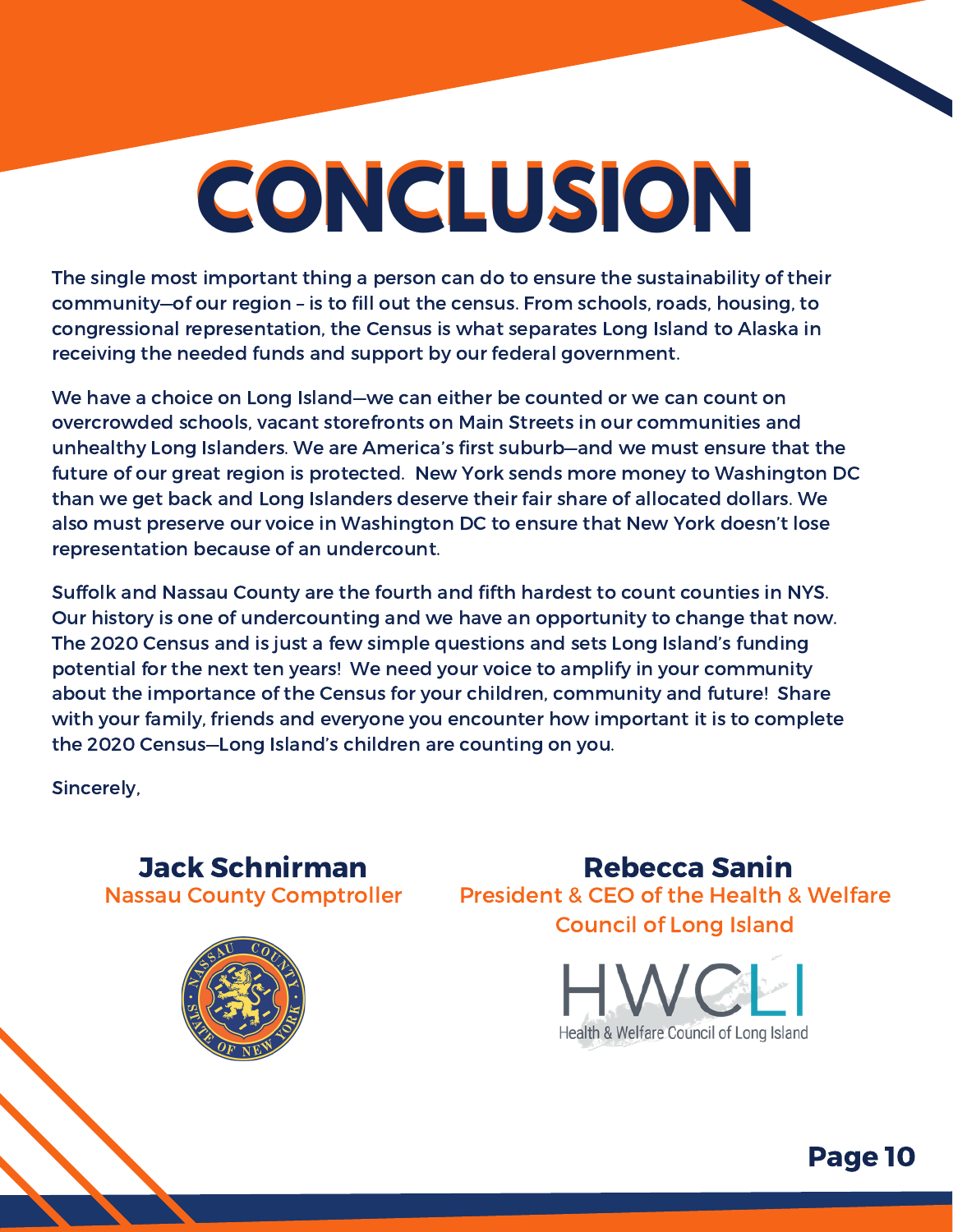# CONCLUSION

The single most important thing a person can do to ensure the sustainability of their community—of our region – is to fill out the census. From schools, roads, housing, to congressional representation, the Census is what separates Long Island to Alaska in receiving the needed funds and support by our federal government.

We have a choice on Long Island—we can either be counted or we can count on overcrowded schools, vacant storefronts on Main Streets in our communities and unhealthy Long Islanders. We are America's first suburb—and we must ensure that the future of our great region is protected. New York sends more money to Washington DC than we get back and Long Islanders deserve their fair share of allocated dollars. We also must preserve our voice in Washington DC to ensure that New York doesn't lose representation because of an undercount.

Suffolk and Nassau County are the fourth and fifth hardest to count counties in NYS. Our history is one of undercounting and we have an opportunity to change that now. The 2020 Census and is just a few simple questions and sets Long Island's funding potential for the next ten years! We need your voice to amplify in your community about the importance of the Census for your children, community and future! Share with your family, friends and everyone you encounter how important it is to complete the 2020 Census—Long Island's children are counting on you.

Sincerely,

**Jack Schnirman**
Nassau County Comptroller

**Rebecca Sanin**
President & CEO of the Health & Welfare Council of Long Island

HWCLI
Health & Welfare Council of Long Island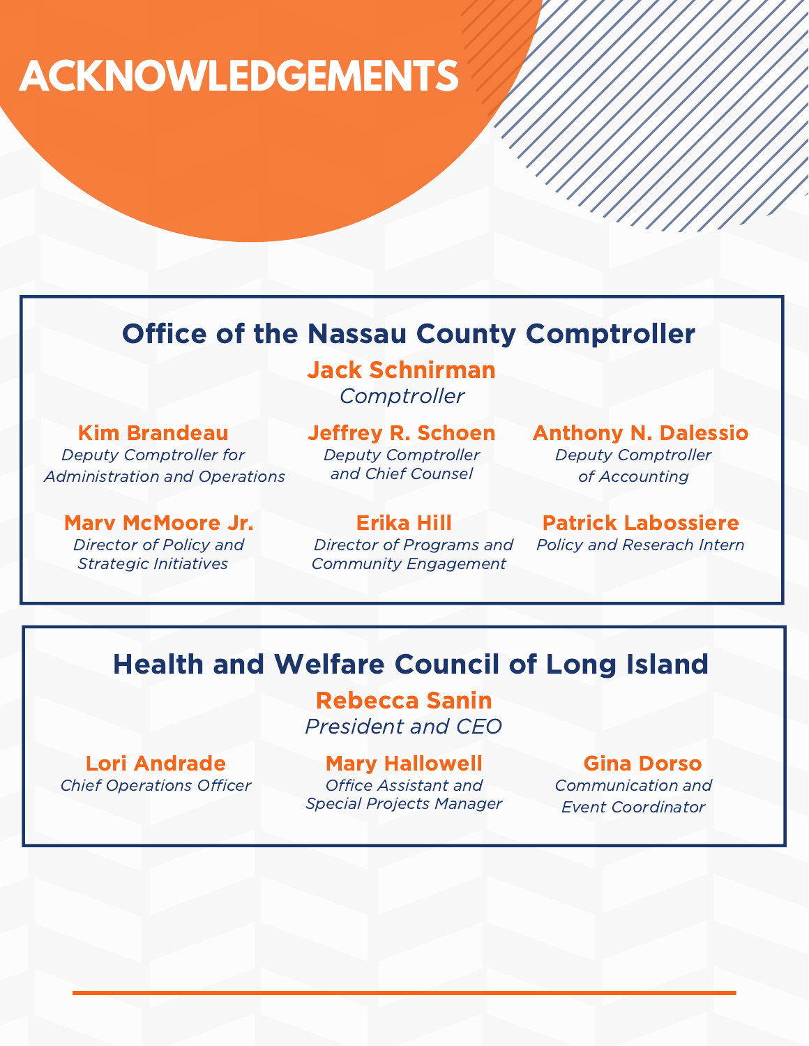# ACKNOWLEDGEMENTS

## Office of the Nassau County Comptroller

**Jack Schnirman**
*Comptroller*

**Kim Brandeau**
*Deputy Comptroller for Administration and Operations*

**Jeffrey R. Schoen**
*Deputy Comptroller and Chief Counsel*

**Anthony N. Dalessio**
*Deputy Comptroller of Accounting*

**Marv McMoore Jr.**
*Director of Policy and Strategic Initiatives*

**Erika Hill**
*Director of Programs and Community Engagement*

**Patrick Labossiere**
*Policy and Reserach Intern*

## Health and Welfare Council of Long Island

**Rebecca Sanin**
*President and CEO*

**Lori Andrade**
*Chief Operations Officer*

**Mary Hallowell**
*Office Assistant and Special Projects Manager*

**Gina Dorso**
*Communication and Event Coordinator*